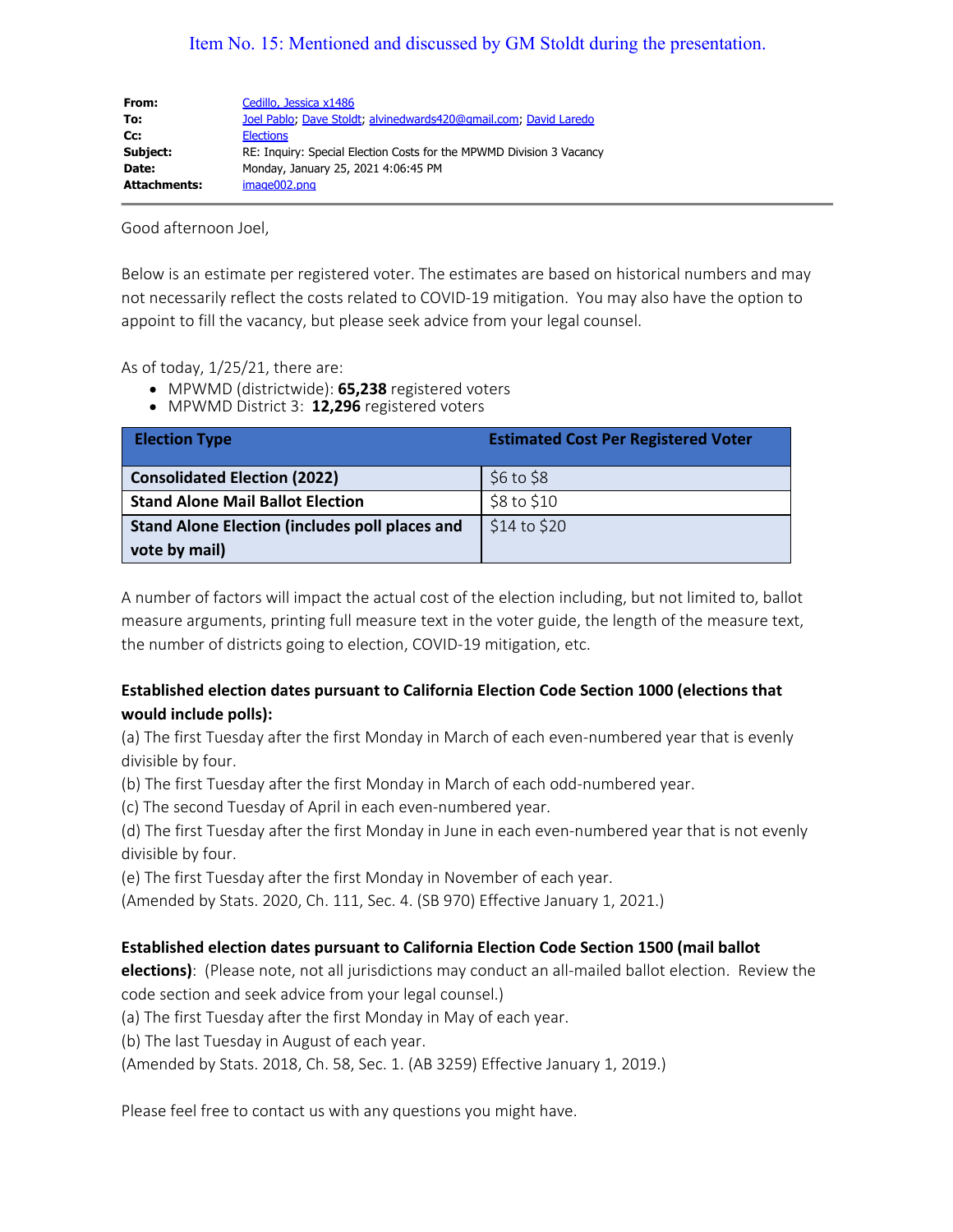Item No. 15: Mentioned and discussed by GM Stoldt during the presentation.

| | |
|---|---|
| **From:** | Cedillo, Jessica x1486 |
| **To:** | Joel Pablo; Dave Stoldt; alvinedwards420@gmail.com; David Laredo |
| **Cc:** | Elections |
| **Subject:** | RE: Inquiry: Special Election Costs for the MPWMD Division 3 Vacancy |
| **Date:** | Monday, January 25, 2021 4:06:45 PM |
| **Attachments:** | image002.png |

Good afternoon Joel,

Below is an estimate per registered voter. The estimates are based on historical numbers and may not necessarily reflect the costs related to COVID-19 mitigation. You may also have the option to appoint to fill the vacancy, but please seek advice from your legal counsel.

As of today, 1/25/21, there are:

- MPWMD (districtwide): **65,238** registered voters
- MPWMD District 3: **12,296** registered voters

| Election Type | Estimated Cost Per Registered Voter |
|---|---|
| **Consolidated Election (2022)** | $6 to $8 |
| **Stand Alone Mail Ballot Election** | $8 to $10 |
| **Stand Alone Election (includes poll places and vote by mail)** | $14 to $20 |

A number of factors will impact the actual cost of the election including, but not limited to, ballot measure arguments, printing full measure text in the voter guide, the length of the measure text, the number of districts going to election, COVID-19 mitigation, etc.

**Established election dates pursuant to California Election Code Section 1000 (elections that would include polls):**

(a) The first Tuesday after the first Monday in March of each even-numbered year that is evenly divisible by four.

(b) The first Tuesday after the first Monday in March of each odd-numbered year.

(c) The second Tuesday of April in each even-numbered year.

(d) The first Tuesday after the first Monday in June in each even-numbered year that is not evenly divisible by four.

(e) The first Tuesday after the first Monday in November of each year.

(Amended by Stats. 2020, Ch. 111, Sec. 4. (SB 970) Effective January 1, 2021.)

**Established election dates pursuant to California Election Code Section 1500 (mail ballot elections)**: (Please note, not all jurisdictions may conduct an all-mailed ballot election. Review the code section and seek advice from your legal counsel.)

(a) The first Tuesday after the first Monday in May of each year.

(b) The last Tuesday in August of each year.

(Amended by Stats. 2018, Ch. 58, Sec. 1. (AB 3259) Effective January 1, 2019.)

Please feel free to contact us with any questions you might have.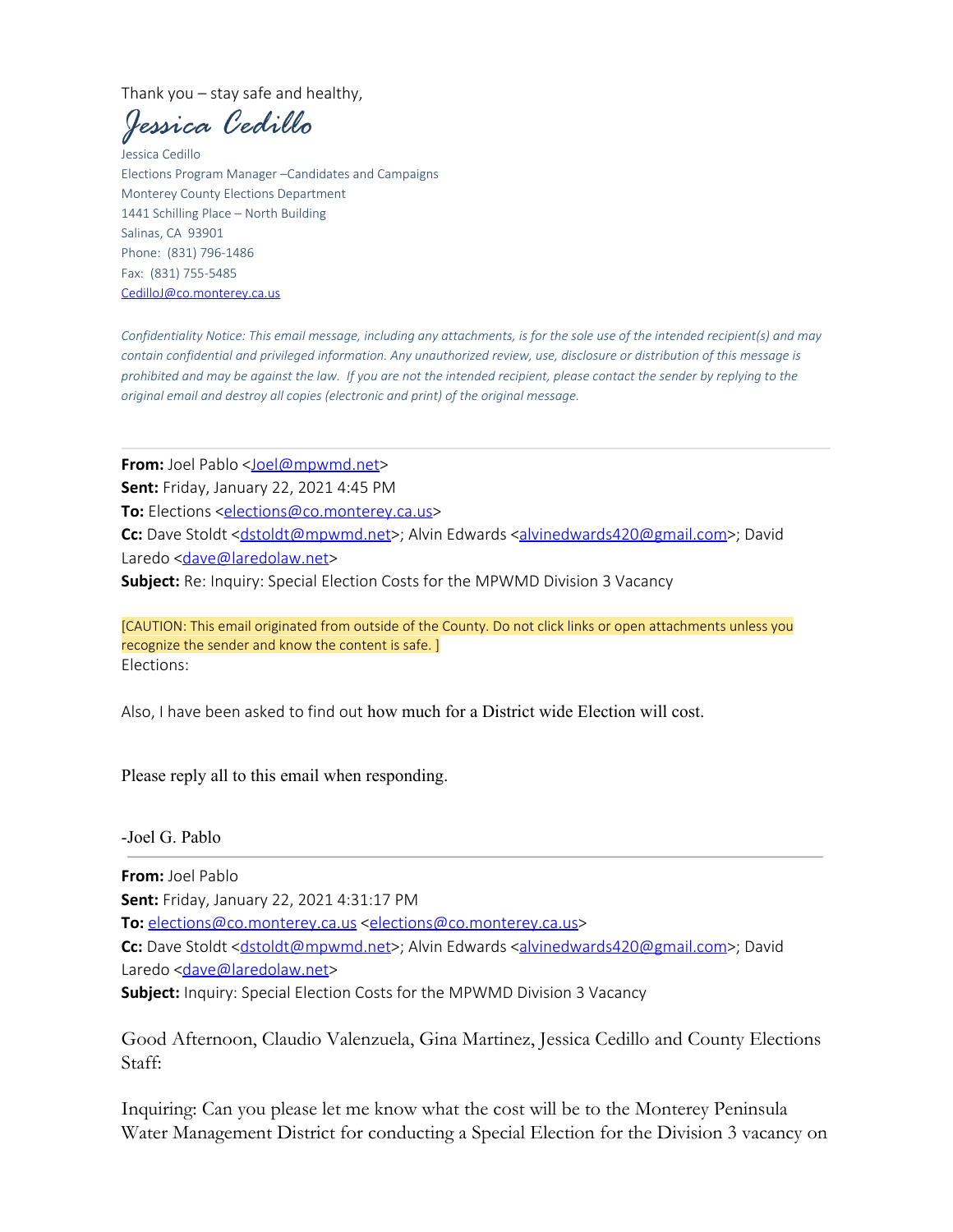Thank you – stay safe and healthy,

*Jessica Cedillo*

Jessica Cedillo
Elections Program Manager –Candidates and Campaigns
Monterey County Elections Department
1441 Schilling Place – North Building
Salinas, CA 93901
Phone: (831) 796-1486
Fax: (831) 755-5485
CedilloJ@co.monterey.ca.us

*Confidentiality Notice: This email message, including any attachments, is for the sole use of the intended recipient(s) and may contain confidential and privileged information. Any unauthorized review, use, disclosure or distribution of this message is prohibited and may be against the law. If you are not the intended recipient, please contact the sender by replying to the original email and destroy all copies (electronic and print) of the original message.*

---

**From:** Joel Pablo <Joel@mpwmd.net>
**Sent:** Friday, January 22, 2021 4:45 PM
**To:** Elections <elections@co.monterey.ca.us>
**Cc:** Dave Stoldt <dstoldt@mpwmd.net>; Alvin Edwards <alvinedwards420@gmail.com>; David Laredo <dave@laredolaw.net>
**Subject:** Re: Inquiry: Special Election Costs for the MPWMD Division 3 Vacancy

[CAUTION: This email originated from outside of the County. Do not click links or open attachments unless you recognize the sender and know the content is safe. ]

Elections:

Also, I have been asked to find out how much for a District wide Election will cost.

Please reply all to this email when responding.

-Joel G. Pablo

---

**From:** Joel Pablo
**Sent:** Friday, January 22, 2021 4:31:17 PM
**To:** elections@co.monterey.ca.us <elections@co.monterey.ca.us>
**Cc:** Dave Stoldt <dstoldt@mpwmd.net>; Alvin Edwards <alvinedwards420@gmail.com>; David Laredo <dave@laredolaw.net>
**Subject:** Inquiry: Special Election Costs for the MPWMD Division 3 Vacancy

Good Afternoon, Claudio Valenzuela, Gina Martinez, Jessica Cedillo and County Elections Staff:

Inquiring: Can you please let me know what the cost will be to the Monterey Peninsula Water Management District for conducting a Special Election for the Division 3 vacancy on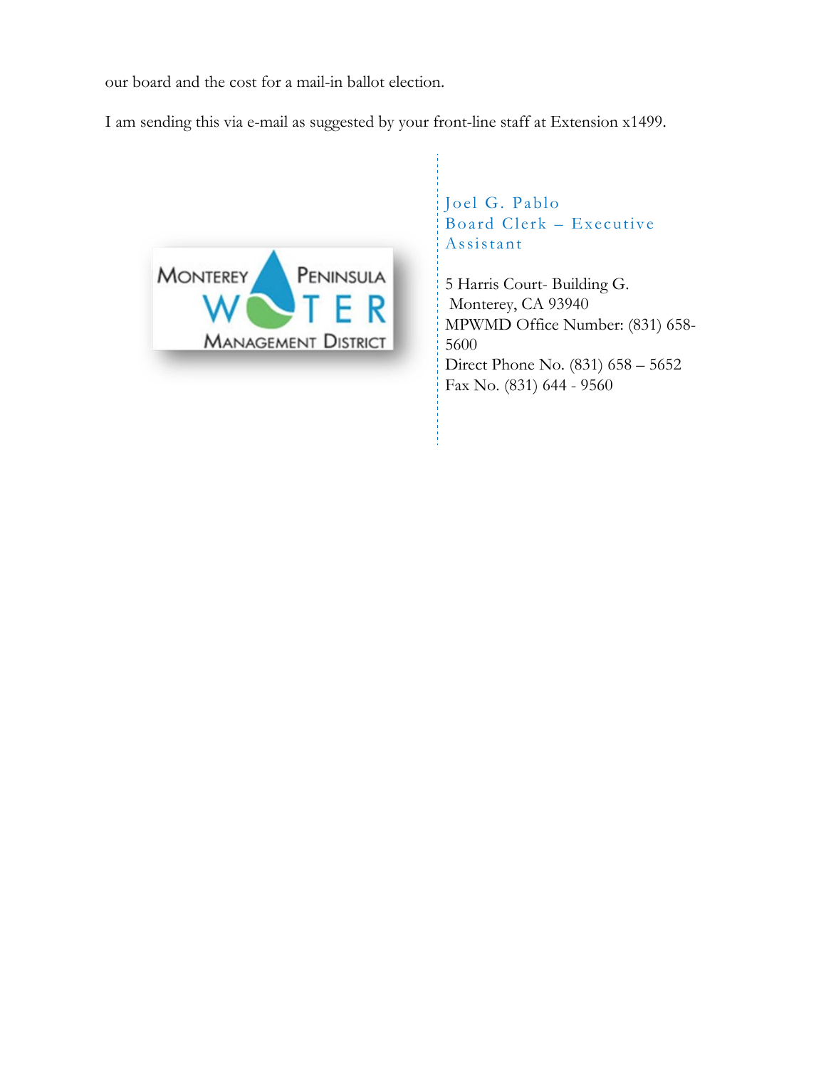our board and the cost for a mail-in ballot election.

I am sending this via e-mail as suggested by your front-line staff at Extension x1499.

Joel G. Pablo
Board Clerk – Executive Assistant

5 Harris Court- Building G.
Monterey, CA 93940
MPWMD Office Number: (831) 658-5600
Direct Phone No. (831) 658 – 5652
Fax No. (831) 644 - 9560